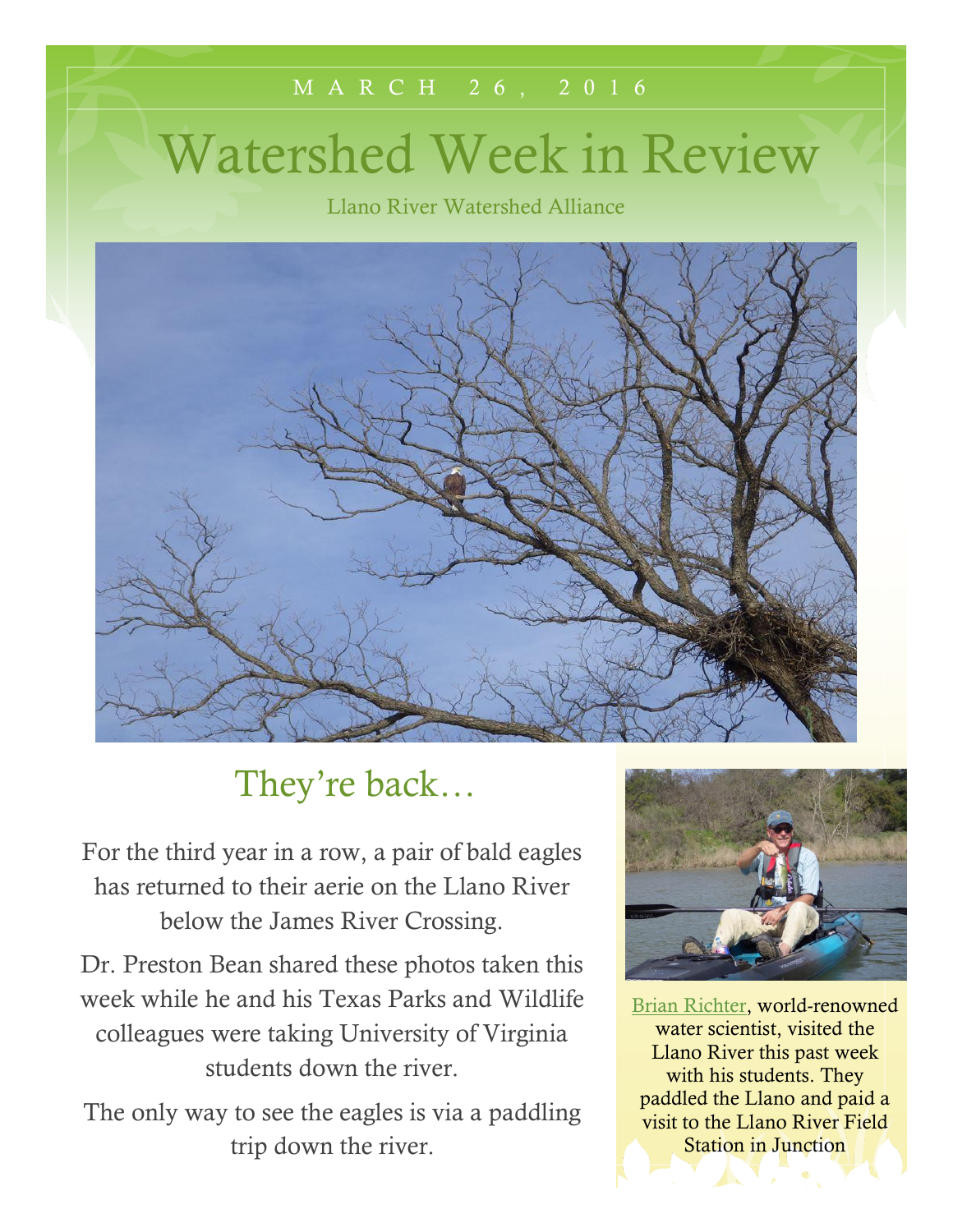MARCH 26, 2016

# Watershed Week in Review

Llano River Watershed Alliance

## They're back…

For the third year in a row, a pair of bald eagles has returned to their aerie on the Llano River below the James River Crossing.

Dr. Preston Bean shared these photos taken this week while he and his Texas Parks and Wildlife colleagues were taking University of Virginia students down the river.

The only way to see the eagles is via a paddling trip down the river.

Brian Richter, world-renowned water scientist, visited the Llano River this past week with his students. They paddled the Llano and paid a visit to the Llano River Field Station in Junction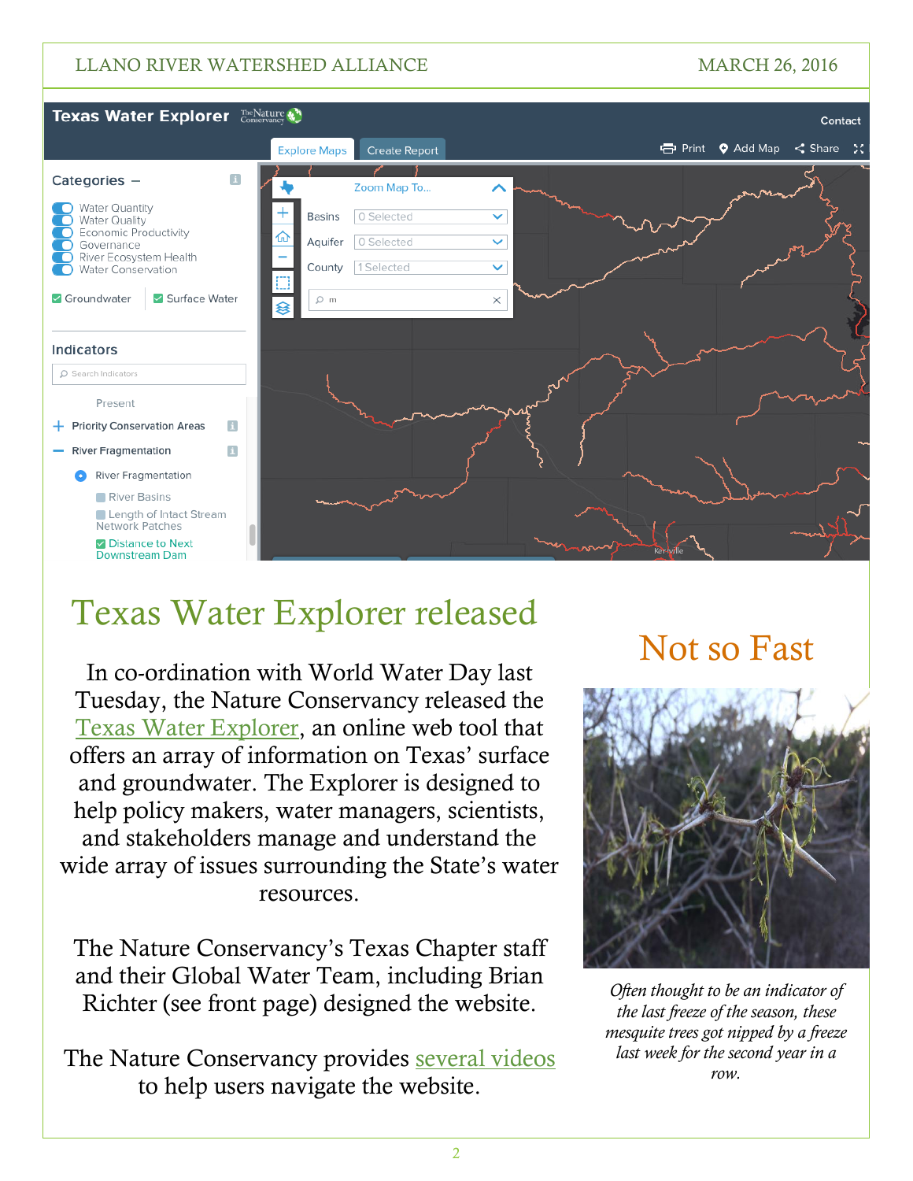# Texas Water Explorer released

In co-ordination with World Water Day last Tuesday, the Nature Conservancy released the Texas Water Explorer, an online web tool that offers an array of information on Texas' surface and groundwater. The Explorer is designed to help policy makers, water managers, scientists, and stakeholders manage and understand the wide array of issues surrounding the State's water resources.

The Nature Conservancy's Texas Chapter staff and their Global Water Team, including Brian Richter (see front page) designed the website.

The Nature Conservancy provides several videos to help users navigate the website.

## Not so Fast

*Often thought to be an indicator of the last freeze of the season, these mesquite trees got nipped by a freeze last week for the second year in a row.*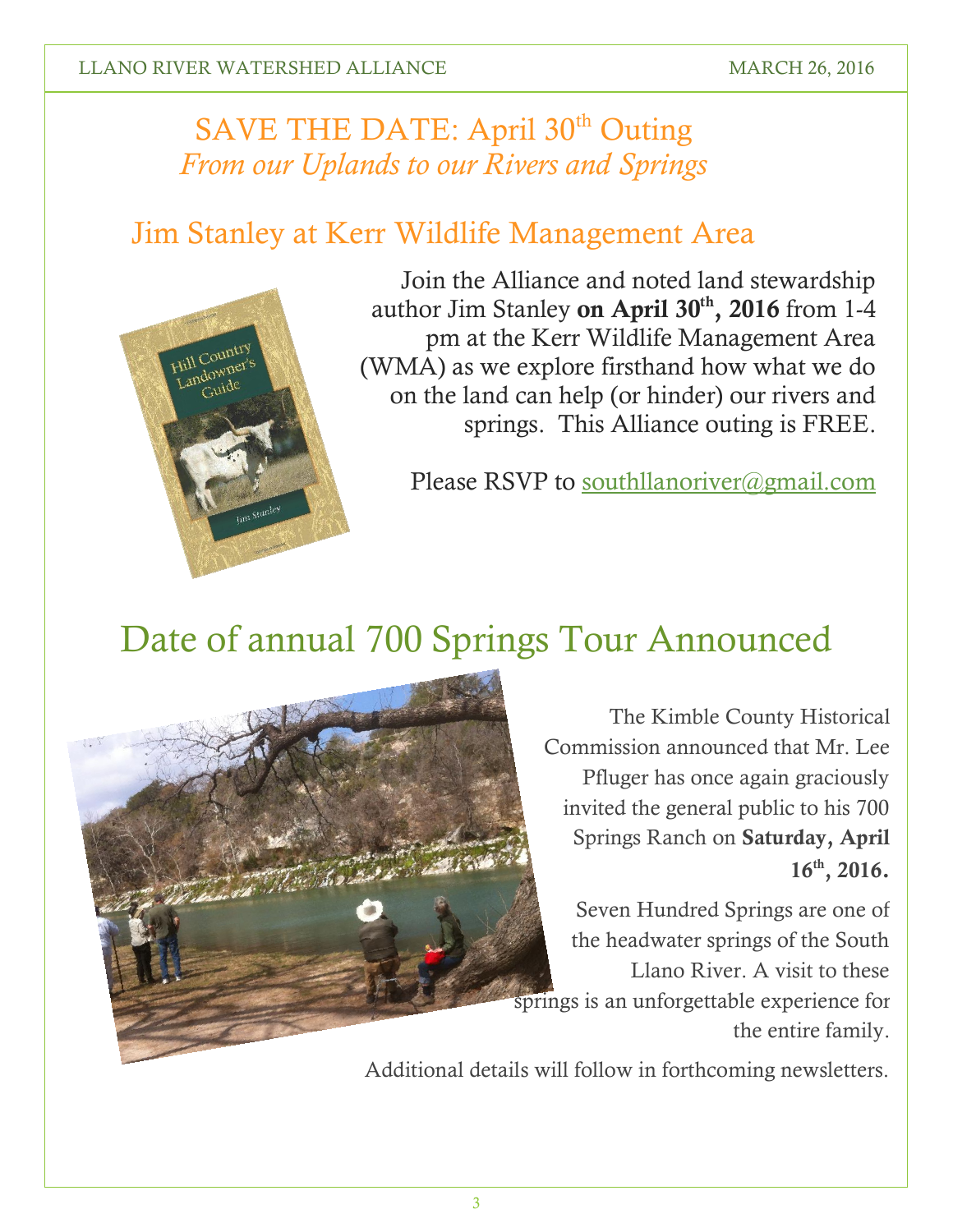# SAVE THE DATE: April 30th Outing

*From our Uplands to our Rivers and Springs*

## Jim Stanley at Kerr Wildlife Management Area

Join the Alliance and noted land stewardship author Jim Stanley **on April 30th, 2016** from 1-4 pm at the Kerr Wildlife Management Area (WMA) as we explore firsthand how what we do on the land can help (or hinder) our rivers and springs. This Alliance outing is FREE.

Please RSVP to southllanoriver@gmail.com

# Date of annual 700 Springs Tour Announced

The Kimble County Historical Commission announced that Mr. Lee Pfluger has once again graciously invited the general public to his 700 Springs Ranch on **Saturday, April 16th, 2016.**

Seven Hundred Springs are one of the headwater springs of the South Llano River. A visit to these springs is an unforgettable experience for the entire family.

Additional details will follow in forthcoming newsletters.